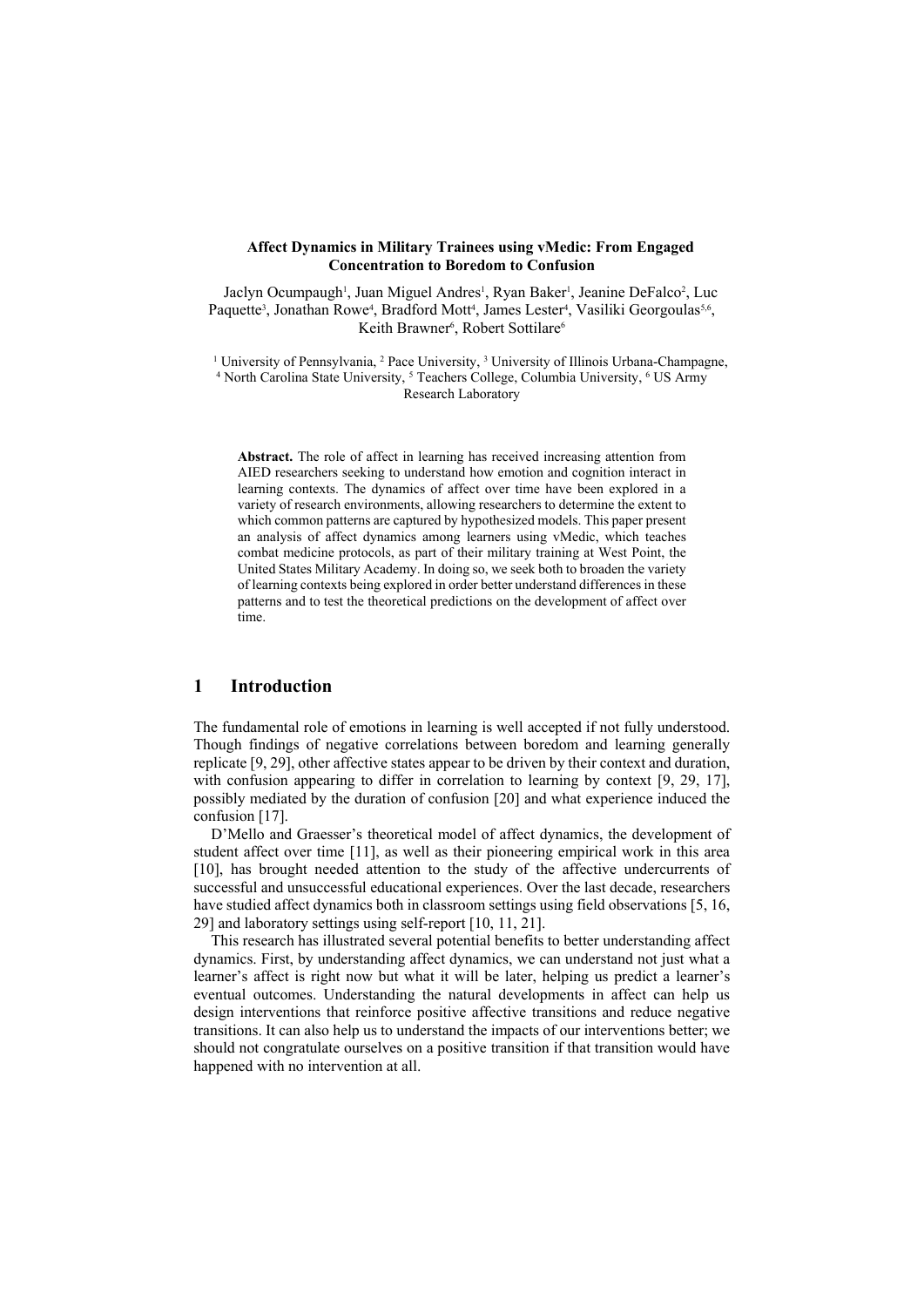# Affect Dynamics in Military Trainees using vMedic: From Engaged Concentration to Boredom to Confusion

Jaclyn Ocumpaugh[1], Juan Miguel Andres[1], Ryan Baker[1], Jeanine DeFalco[2], Luc Paquette[3], Jonathan Rowe[4], Bradford Mott[4], James Lester[4], Vasiliki Georgoulas[5,6], Keith Brawner[6], Robert Sottilare[6]

[1] University of Pennsylvania, [2] Pace University, [3] University of Illinois Urbana-Champagne, [4] North Carolina State University, [5] Teachers College, Columbia University, [6] US Army Research Laboratory

**Abstract.** The role of affect in learning has received increasing attention from AIED researchers seeking to understand how emotion and cognition interact in learning contexts. The dynamics of affect over time have been explored in a variety of research environments, allowing researchers to determine the extent to which common patterns are captured by hypothesized models. This paper present an analysis of affect dynamics among learners using vMedic, which teaches combat medicine protocols, as part of their military training at West Point, the United States Military Academy. In doing so, we seek both to broaden the variety of learning contexts being explored in order better understand differences in these patterns and to test the theoretical predictions on the development of affect over time.

## 1 Introduction

The fundamental role of emotions in learning is well accepted if not fully understood. Though findings of negative correlations between boredom and learning generally replicate [9, 29], other affective states appear to be driven by their context and duration, with confusion appearing to differ in correlation to learning by context [9, 29, 17], possibly mediated by the duration of confusion [20] and what experience induced the confusion [17].

D'Mello and Graesser's theoretical model of affect dynamics, the development of student affect over time [11], as well as their pioneering empirical work in this area [10], has brought needed attention to the study of the affective undercurrents of successful and unsuccessful educational experiences. Over the last decade, researchers have studied affect dynamics both in classroom settings using field observations [5, 16, 29] and laboratory settings using self-report [10, 11, 21].

This research has illustrated several potential benefits to better understanding affect dynamics. First, by understanding affect dynamics, we can understand not just what a learner's affect is right now but what it will be later, helping us predict a learner's eventual outcomes. Understanding the natural developments in affect can help us design interventions that reinforce positive affective transitions and reduce negative transitions. It can also help us to understand the impacts of our interventions better; we should not congratulate ourselves on a positive transition if that transition would have happened with no intervention at all.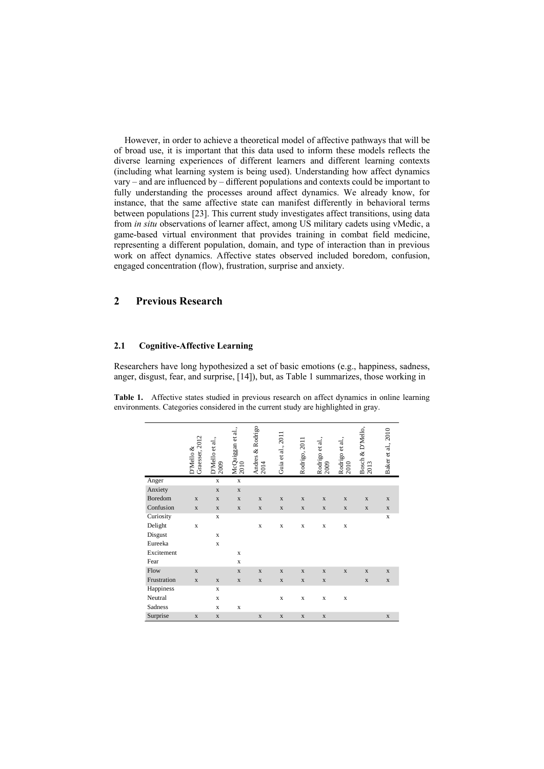However, in order to achieve a theoretical model of affective pathways that will be of broad use, it is important that this data used to inform these models reflects the diverse learning experiences of different learners and different learning contexts (including what learning system is being used). Understanding how affect dynamics vary – and are influenced by – different populations and contexts could be important to fully understanding the processes around affect dynamics. We already know, for instance, that the same affective state can manifest differently in behavioral terms between populations [23]. This current study investigates affect transitions, using data from *in situ* observations of learner affect, among US military cadets using vMedic, a game-based virtual environment that provides training in combat field medicine, representing a different population, domain, and type of interaction than in previous work on affect dynamics. Affective states observed included boredom, confusion, engaged concentration (flow), frustration, surprise and anxiety.

## 2 Previous Research

### 2.1 Cognitive-Affective Learning

Researchers have long hypothesized a set of basic emotions (e.g., happiness, sadness, anger, disgust, fear, and surprise, [14]), but, as Table 1 summarizes, those working in

**Table 1.** Affective states studied in previous research on affect dynamics in online learning environments. Categories considered in the current study are highlighted in gray.

| | D'Mello & Graesser, 2012 | D'Mello et al., 2009 | McQuiggan et al., 2010 | Andres & Rodrigo 2014 | Guia et al., 2011 | Rodrigo, 2011 | Rodrigo et al., 2009 | Rodrigo et al., 2010 | Bosch & D'Mello, 2013 | Baker et al., 2010 |
|---|---|---|---|---|---|---|---|---|---|---|
| Anger | | x | x | | | | | | | |
| Anxiety | | x | x | | | | | | | |
| Boredom | x | x | x | x | x | x | x | x | x | x |
| Confusion | x | x | x | x | x | x | x | x | x | x |
| Curiosity | | x | | | | | | | | x |
| Delight | x | | | x | x | x | x | x | | |
| Disgust | | x | | | | | | | | |
| Eureeka | | x | | | | | | | | |
| Excitement | | | x | | | | | | | |
| Fear | | | x | | | | | | | |
| Flow | x | | x | x | x | x | x | x | x | x |
| Frustration | x | x | x | x | x | x | x | | x | x |
| Happiness | | x | | | | | | | | |
| Neutral | | x | | | x | x | x | x | | |
| Sadness | | x | x | | | | | | | |
| Surprise | x | x | | x | x | x | x | | | x |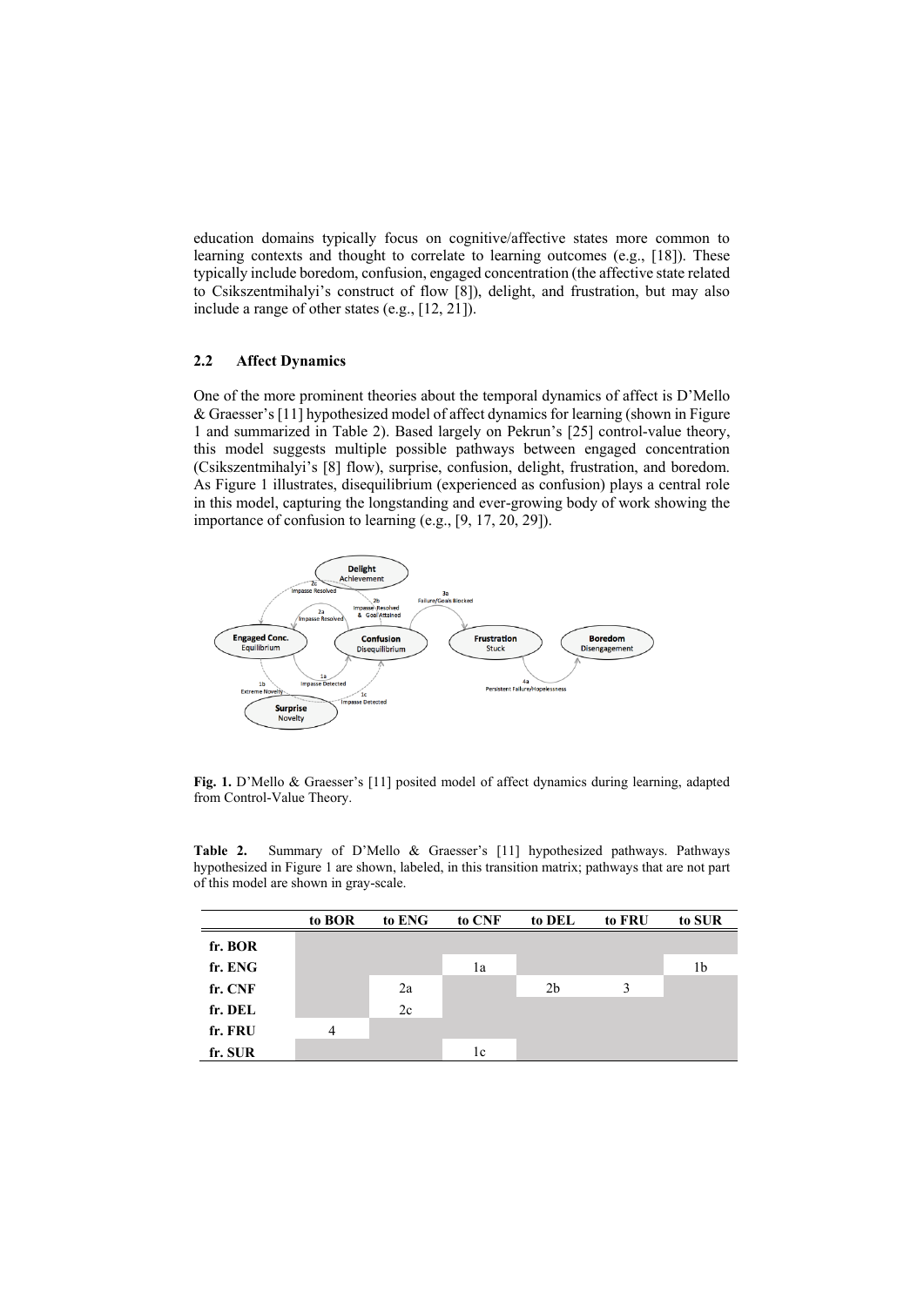education domains typically focus on cognitive/affective states more common to learning contexts and thought to correlate to learning outcomes (e.g., [18]). These typically include boredom, confusion, engaged concentration (the affective state related to Csikszentmihalyi's construct of flow [8]), delight, and frustration, but may also include a range of other states (e.g., [12, 21]).

### 2.2 Affect Dynamics

One of the more prominent theories about the temporal dynamics of affect is D'Mello & Graesser's [11] hypothesized model of affect dynamics for learning (shown in Figure 1 and summarized in Table 2). Based largely on Pekrun's [25] control-value theory, this model suggests multiple possible pathways between engaged concentration (Csikszentmihalyi's [8] flow), surprise, confusion, delight, frustration, and boredom. As Figure 1 illustrates, disequilibrium (experienced as confusion) plays a central role in this model, capturing the longstanding and ever-growing body of work showing the importance of confusion to learning (e.g., [9, 17, 20, 29]).

**Fig. 1.** D'Mello & Graesser's [11] posited model of affect dynamics during learning, adapted from Control-Value Theory.

**Table 2.** Summary of D'Mello & Graesser's [11] hypothesized pathways. Pathways hypothesized in Figure 1 are shown, labeled, in this transition matrix; pathways that are not part of this model are shown in gray-scale.

| | to BOR | to ENG | to CNF | to DEL | to FRU | to SUR |
|---|---|---|---|---|---|---|
| **fr. BOR** | | | | | | |
| **fr. ENG** | | | 1a | | | 1b |
| **fr. CNF** | | 2a | | 2b | 3 | |
| **fr. DEL** | | 2c | | | | |
| **fr. FRU** | 4 | | | | | |
| **fr. SUR** | | | 1c | | | |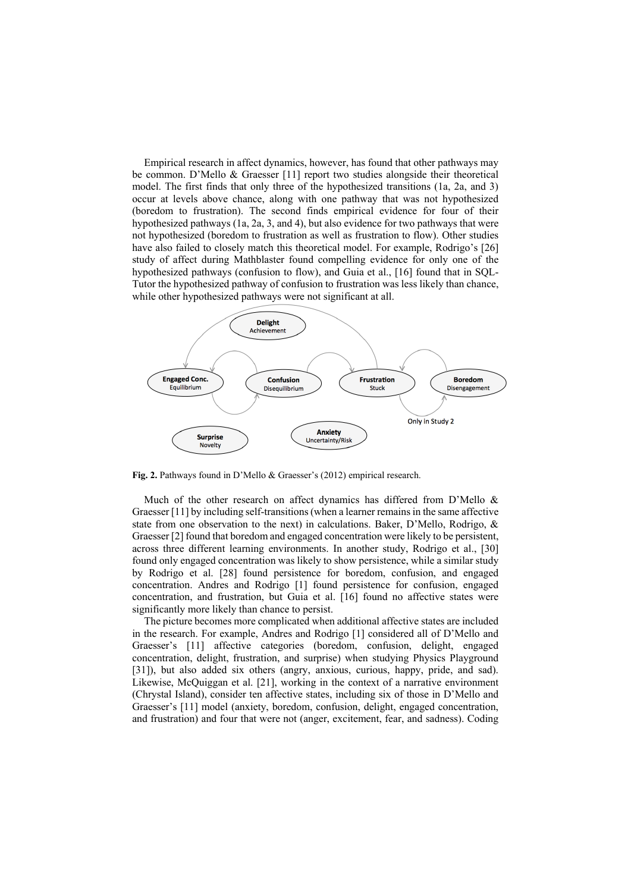Empirical research in affect dynamics, however, has found that other pathways may be common. D'Mello & Graesser [11] report two studies alongside their theoretical model. The first finds that only three of the hypothesized transitions (1a, 2a, and 3) occur at levels above chance, along with one pathway that was not hypothesized (boredom to frustration). The second finds empirical evidence for four of their hypothesized pathways (1a, 2a, 3, and 4), but also evidence for two pathways that were not hypothesized (boredom to frustration as well as frustration to flow). Other studies have also failed to closely match this theoretical model. For example, Rodrigo's [26] study of affect during Mathblaster found compelling evidence for only one of the hypothesized pathways (confusion to flow), and Guia et al., [16] found that in SQL-Tutor the hypothesized pathway of confusion to frustration was less likely than chance, while other hypothesized pathways were not significant at all.

**Fig. 2.** Pathways found in D'Mello & Graesser's (2012) empirical research.

Much of the other research on affect dynamics has differed from D'Mello & Graesser [11] by including self-transitions (when a learner remains in the same affective state from one observation to the next) in calculations. Baker, D'Mello, Rodrigo, & Graesser [2] found that boredom and engaged concentration were likely to be persistent, across three different learning environments. In another study, Rodrigo et al., [30] found only engaged concentration was likely to show persistence, while a similar study by Rodrigo et al. [28] found persistence for boredom, confusion, and engaged concentration. Andres and Rodrigo [1] found persistence for confusion, engaged concentration, and frustration, but Guia et al. [16] found no affective states were significantly more likely than chance to persist.

The picture becomes more complicated when additional affective states are included in the research. For example, Andres and Rodrigo [1] considered all of D'Mello and Graesser's [11] affective categories (boredom, confusion, delight, engaged concentration, delight, frustration, and surprise) when studying Physics Playground [31]), but also added six others (angry, anxious, curious, happy, pride, and sad). Likewise, McQuiggan et al. [21], working in the context of a narrative environment (Chrystal Island), consider ten affective states, including six of those in D'Mello and Graesser's [11] model (anxiety, boredom, confusion, delight, engaged concentration, and frustration) and four that were not (anger, excitement, fear, and sadness). Coding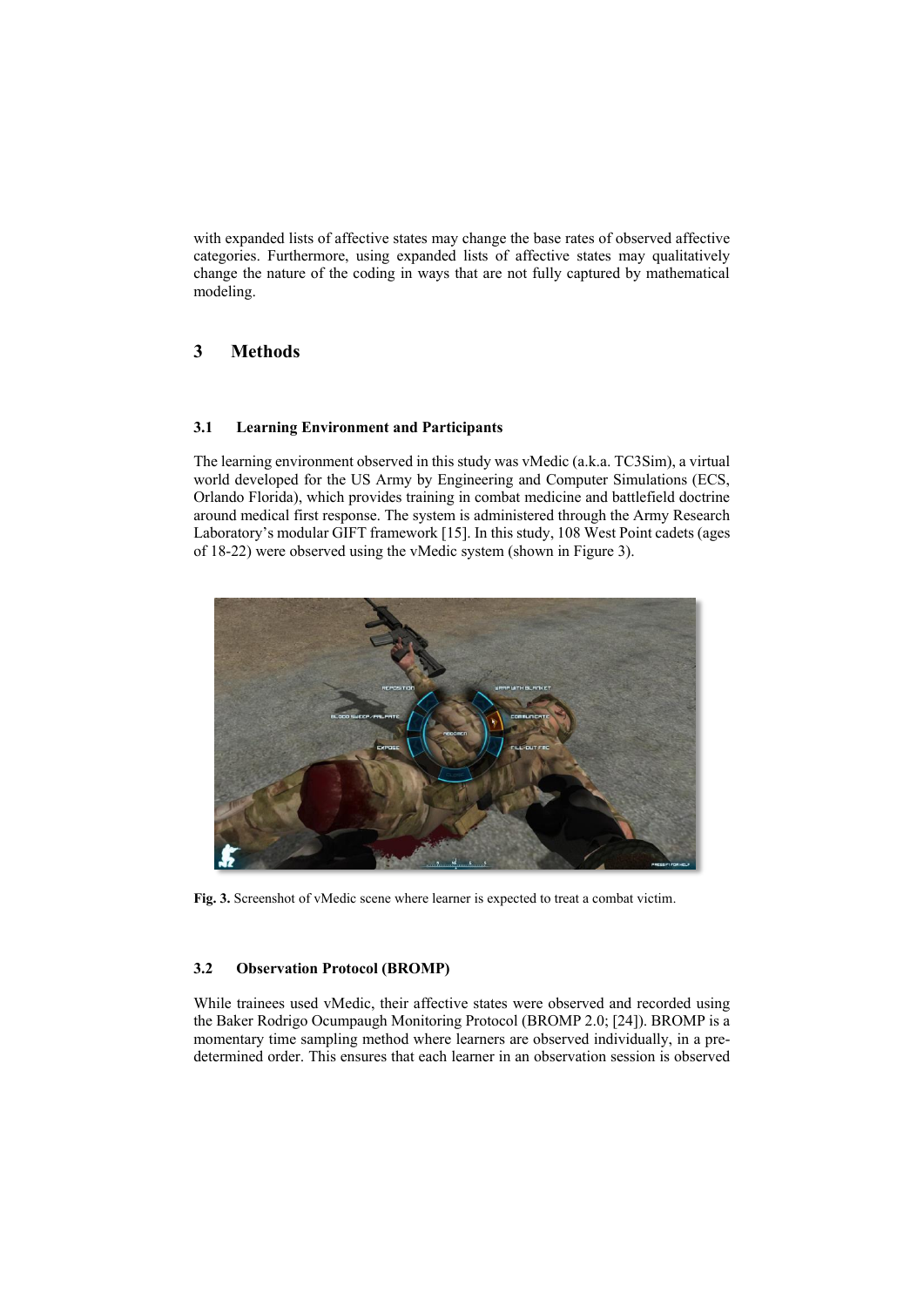with expanded lists of affective states may change the base rates of observed affective categories. Furthermore, using expanded lists of affective states may qualitatively change the nature of the coding in ways that are not fully captured by mathematical modeling.

## 3 Methods

### 3.1 Learning Environment and Participants

The learning environment observed in this study was vMedic (a.k.a. TC3Sim), a virtual world developed for the US Army by Engineering and Computer Simulations (ECS, Orlando Florida), which provides training in combat medicine and battlefield doctrine around medical first response. The system is administered through the Army Research Laboratory's modular GIFT framework [15]. In this study, 108 West Point cadets (ages of 18-22) were observed using the vMedic system (shown in Figure 3).

**Fig. 3.** Screenshot of vMedic scene where learner is expected to treat a combat victim.

### 3.2 Observation Protocol (BROMP)

While trainees used vMedic, their affective states were observed and recorded using the Baker Rodrigo Ocumpaugh Monitoring Protocol (BROMP 2.0; [24]). BROMP is a momentary time sampling method where learners are observed individually, in a pre-determined order. This ensures that each learner in an observation session is observed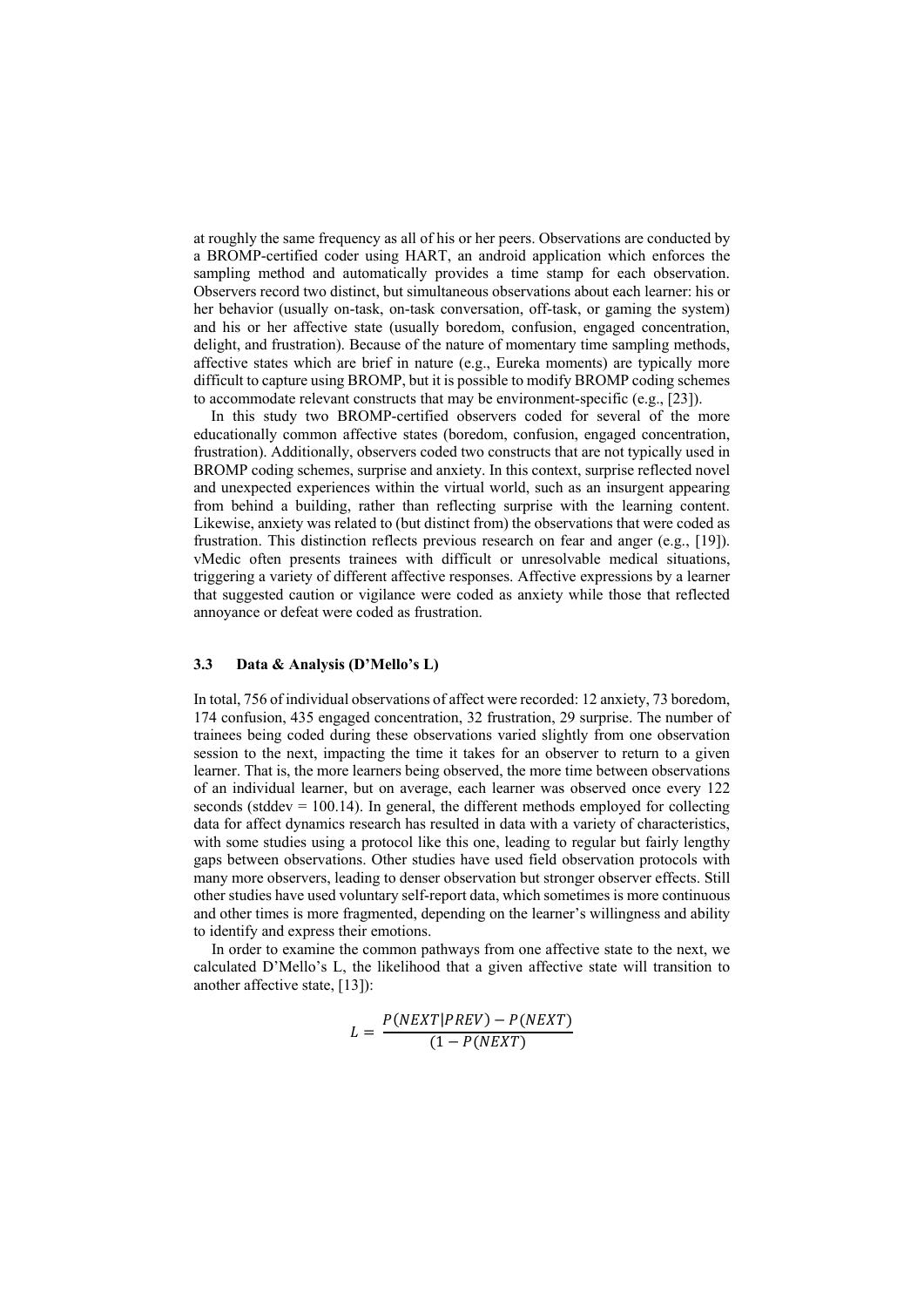at roughly the same frequency as all of his or her peers. Observations are conducted by a BROMP-certified coder using HART, an android application which enforces the sampling method and automatically provides a time stamp for each observation. Observers record two distinct, but simultaneous observations about each learner: his or her behavior (usually on-task, on-task conversation, off-task, or gaming the system) and his or her affective state (usually boredom, confusion, engaged concentration, delight, and frustration). Because of the nature of momentary time sampling methods, affective states which are brief in nature (e.g., Eureka moments) are typically more difficult to capture using BROMP, but it is possible to modify BROMP coding schemes to accommodate relevant constructs that may be environment-specific (e.g., [23]).

In this study two BROMP-certified observers coded for several of the more educationally common affective states (boredom, confusion, engaged concentration, frustration). Additionally, observers coded two constructs that are not typically used in BROMP coding schemes, surprise and anxiety. In this context, surprise reflected novel and unexpected experiences within the virtual world, such as an insurgent appearing from behind a building, rather than reflecting surprise with the learning content. Likewise, anxiety was related to (but distinct from) the observations that were coded as frustration. This distinction reflects previous research on fear and anger (e.g., [19]). vMedic often presents trainees with difficult or unresolvable medical situations, triggering a variety of different affective responses. Affective expressions by a learner that suggested caution or vigilance were coded as anxiety while those that reflected annoyance or defeat were coded as frustration.

### 3.3 Data & Analysis (D'Mello's L)

In total, 756 of individual observations of affect were recorded: 12 anxiety, 73 boredom, 174 confusion, 435 engaged concentration, 32 frustration, 29 surprise. The number of trainees being coded during these observations varied slightly from one observation session to the next, impacting the time it takes for an observer to return to a given learner. That is, the more learners being observed, the more time between observations of an individual learner, but on average, each learner was observed once every 122 seconds (stddev = 100.14). In general, the different methods employed for collecting data for affect dynamics research has resulted in data with a variety of characteristics, with some studies using a protocol like this one, leading to regular but fairly lengthy gaps between observations. Other studies have used field observation protocols with many more observers, leading to denser observation but stronger observer effects. Still other studies have used voluntary self-report data, which sometimes is more continuous and other times is more fragmented, depending on the learner's willingness and ability to identify and express their emotions.

In order to examine the common pathways from one affective state to the next, we calculated D'Mello's L, the likelihood that a given affective state will transition to another affective state, [13]):

$$L = \frac{P(NEXT|PREV) - P(NEXT)}{(1 - P(NEXT))}$$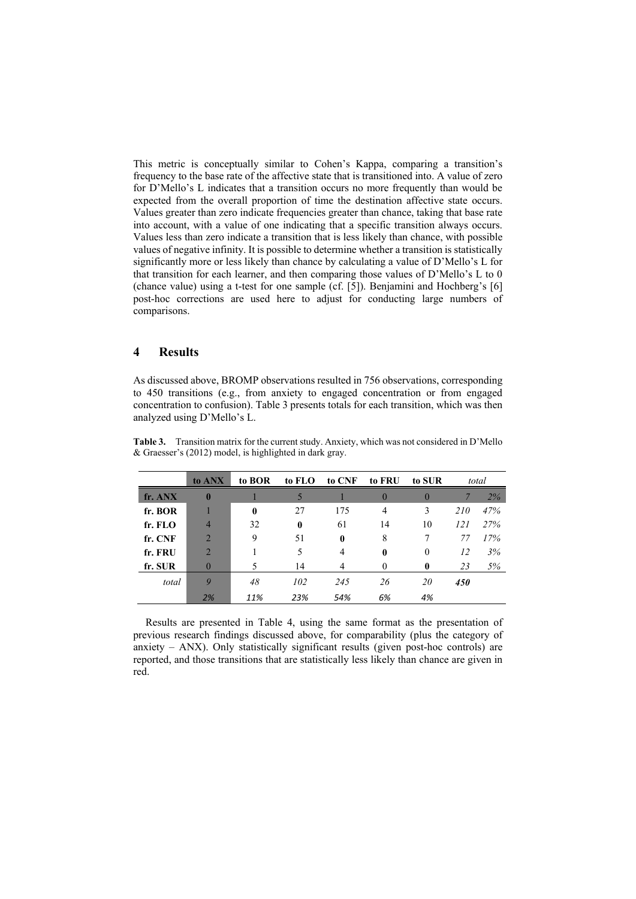This metric is conceptually similar to Cohen's Kappa, comparing a transition's frequency to the base rate of the affective state that is transitioned into. A value of zero for D'Mello's L indicates that a transition occurs no more frequently than would be expected from the overall proportion of time the destination affective state occurs. Values greater than zero indicate frequencies greater than chance, taking that base rate into account, with a value of one indicating that a specific transition always occurs. Values less than zero indicate a transition that is less likely than chance, with possible values of negative infinity. It is possible to determine whether a transition is statistically significantly more or less likely than chance by calculating a value of D'Mello's L for that transition for each learner, and then comparing those values of D'Mello's L to 0 (chance value) using a t-test for one sample (cf. [5]). Benjamini and Hochberg's [6] post-hoc corrections are used here to adjust for conducting large numbers of comparisons.

## 4 Results

As discussed above, BROMP observations resulted in 756 observations, corresponding to 450 transitions (e.g., from anxiety to engaged concentration or from engaged concentration to confusion). Table 3 presents totals for each transition, which was then analyzed using D'Mello's L.

**Table 3.** Transition matrix for the current study. Anxiety, which was not considered in D'Mello & Graesser's (2012) model, is highlighted in dark gray.

| | **to ANX** | **to BOR** | **to FLO** | **to CNF** | **to FRU** | **to SUR** | *total* | |
|---|---|---|---|---|---|---|---|---|
| **fr. ANX** | **0** | 1 | 5 | 1 | 0 | 0 | *7* | *2%* |
| **fr. BOR** | 1 | **0** | 27 | 175 | 4 | 3 | *210* | *47%* |
| **fr. FLO** | 4 | 32 | **0** | 61 | 14 | 10 | *121* | *27%* |
| **fr. CNF** | 2 | 9 | 51 | **0** | 8 | 7 | *77* | *17%* |
| **fr. FRU** | 2 | 1 | 5 | 4 | **0** | 0 | *12* | *3%* |
| **fr. SUR** | 0 | 5 | 14 | 4 | 0 | **0** | *23* | *5%* |
| *total* | *9* | *48* | *102* | *245* | *26* | *20* | ***450*** | |
| | *2%* | *11%* | *23%* | *54%* | *6%* | *4%* | | |

Results are presented in Table 4, using the same format as the presentation of previous research findings discussed above, for comparability (plus the category of anxiety – ANX). Only statistically significant results (given post-hoc controls) are reported, and those transitions that are statistically less likely than chance are given in red.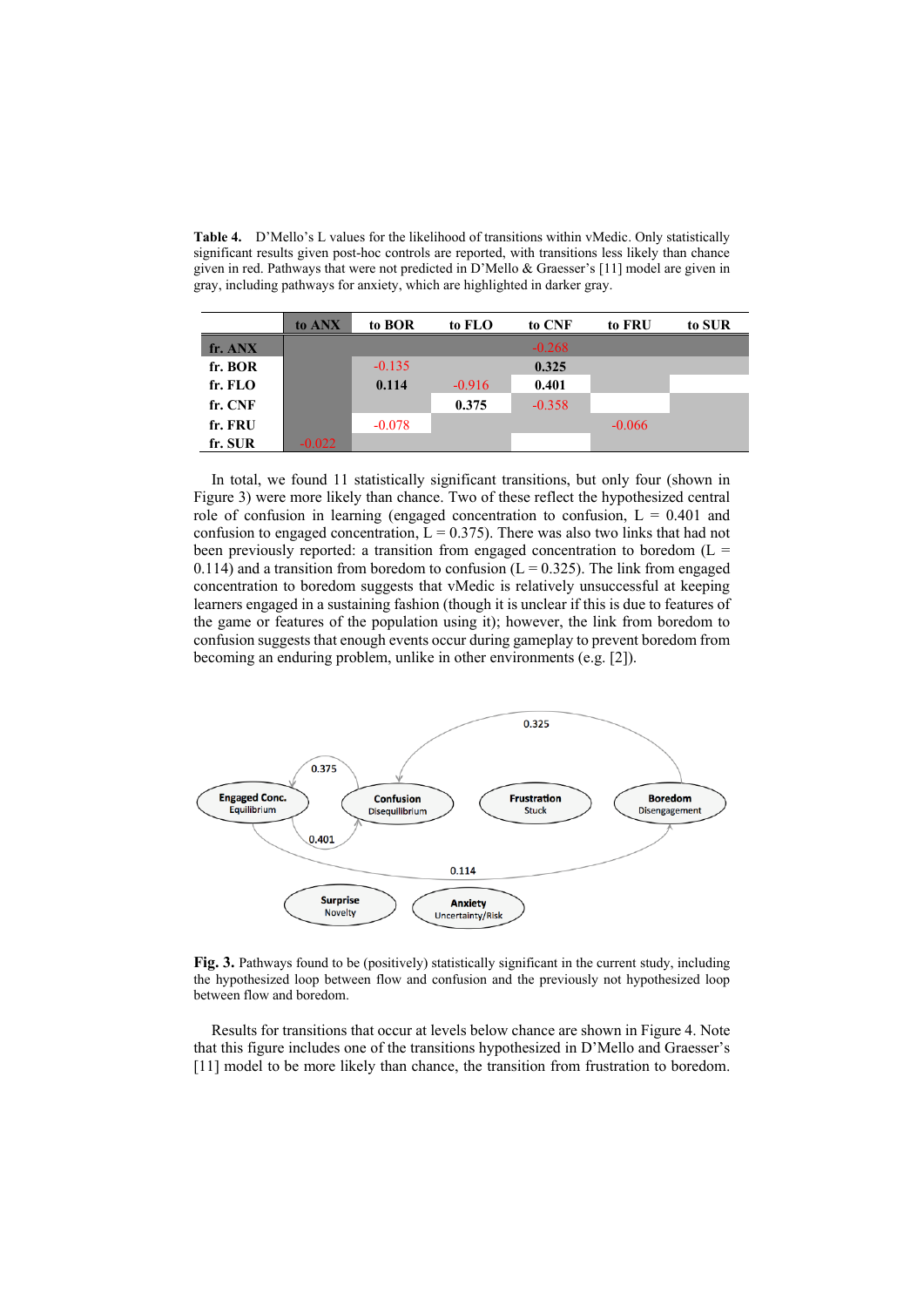**Table 4.** D'Mello's L values for the likelihood of transitions within vMedic. Only statistically significant results given post-hoc controls are reported, with transitions less likely than chance given in red. Pathways that were not predicted in D'Mello & Graesser's [11] model are given in gray, including pathways for anxiety, which are highlighted in darker gray.

| | to ANX | to BOR | to FLO | to CNF | to FRU | to SUR |
|---|---|---|---|---|---|---|
| **fr. ANX** | | | | -0.268 | | |
| **fr. BOR** | | -0.135 | | **0.325** | | |
| **fr. FLO** | | **0.114** | -0.916 | **0.401** | | |
| **fr. CNF** | | | **0.375** | -0.358 | | |
| **fr. FRU** | | -0.078 | | | -0.066 | |
| **fr. SUR** | -0.022 | | | | | |

In total, we found 11 statistically significant transitions, but only four (shown in Figure 3) were more likely than chance. Two of these reflect the hypothesized central role of confusion in learning (engaged concentration to confusion, L = 0.401 and confusion to engaged concentration, L = 0.375). There was also two links that had not been previously reported: a transition from engaged concentration to boredom (L = 0.114) and a transition from boredom to confusion (L = 0.325). The link from engaged concentration to boredom suggests that vMedic is relatively unsuccessful at keeping learners engaged in a sustaining fashion (though it is unclear if this is due to features of the game or features of the population using it); however, the link from boredom to confusion suggests that enough events occur during gameplay to prevent boredom from becoming an enduring problem, unlike in other environments (e.g. [2]).

**Fig. 3.** Pathways found to be (positively) statistically significant in the current study, including the hypothesized loop between flow and confusion and the previously not hypothesized loop between flow and boredom.

Results for transitions that occur at levels below chance are shown in Figure 4. Note that this figure includes one of the transitions hypothesized in D'Mello and Graesser's [11] model to be more likely than chance, the transition from frustration to boredom.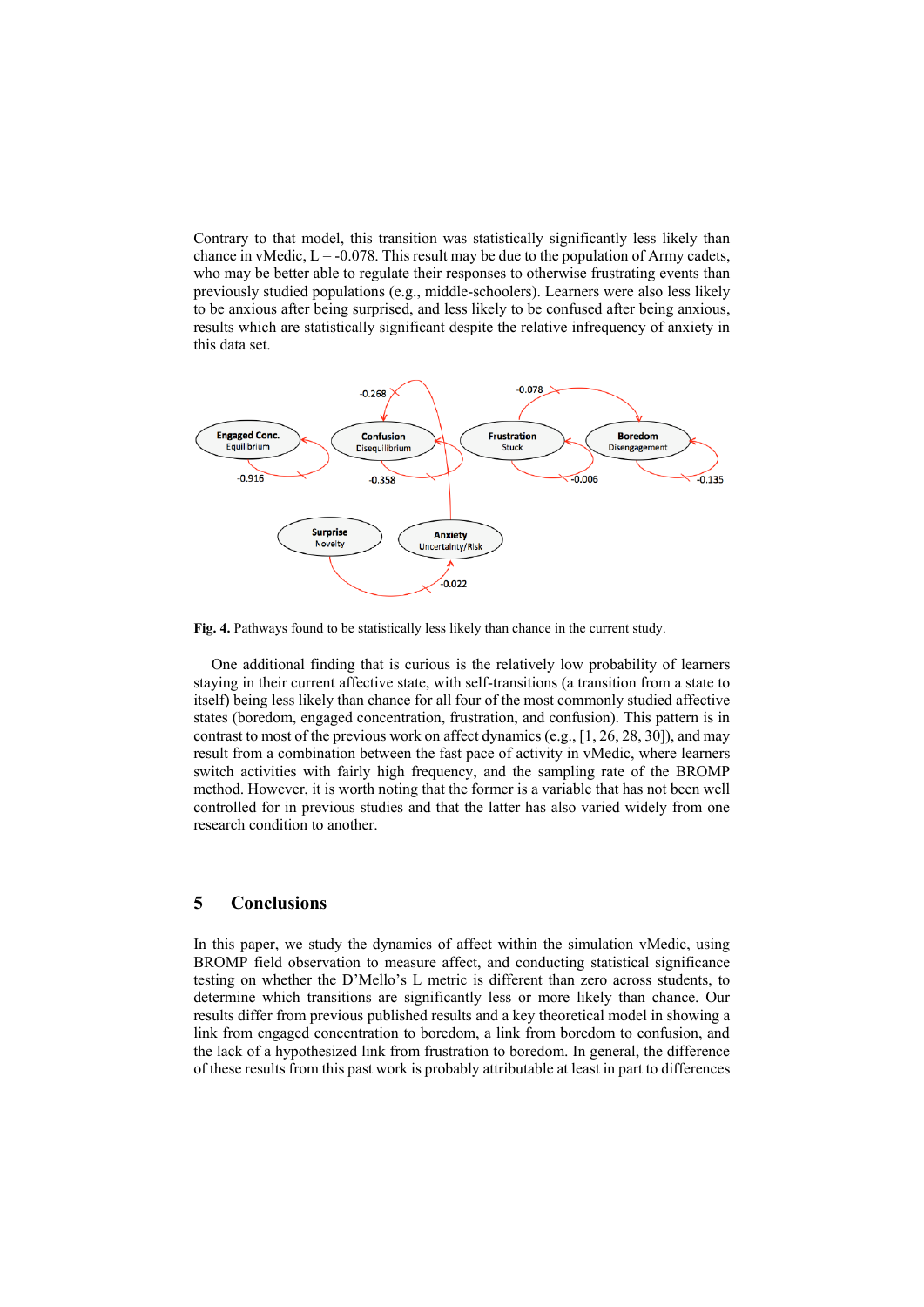Contrary to that model, this transition was statistically significantly less likely than chance in vMedic, L = -0.078. This result may be due to the population of Army cadets, who may be better able to regulate their responses to otherwise frustrating events than previously studied populations (e.g., middle-schoolers). Learners were also less likely to be anxious after being surprised, and less likely to be confused after being anxious, results which are statistically significant despite the relative infrequency of anxiety in this data set.

**Fig. 4.** Pathways found to be statistically less likely than chance in the current study.

One additional finding that is curious is the relatively low probability of learners staying in their current affective state, with self-transitions (a transition from a state to itself) being less likely than chance for all four of the most commonly studied affective states (boredom, engaged concentration, frustration, and confusion). This pattern is in contrast to most of the previous work on affect dynamics (e.g., [1, 26, 28, 30]), and may result from a combination between the fast pace of activity in vMedic, where learners switch activities with fairly high frequency, and the sampling rate of the BROMP method. However, it is worth noting that the former is a variable that has not been well controlled for in previous studies and that the latter has also varied widely from one research condition to another.

## 5 Conclusions

In this paper, we study the dynamics of affect within the simulation vMedic, using BROMP field observation to measure affect, and conducting statistical significance testing on whether the D'Mello's L metric is different than zero across students, to determine which transitions are significantly less or more likely than chance. Our results differ from previous published results and a key theoretical model in showing a link from engaged concentration to boredom, a link from boredom to confusion, and the lack of a hypothesized link from frustration to boredom. In general, the difference of these results from this past work is probably attributable at least in part to differences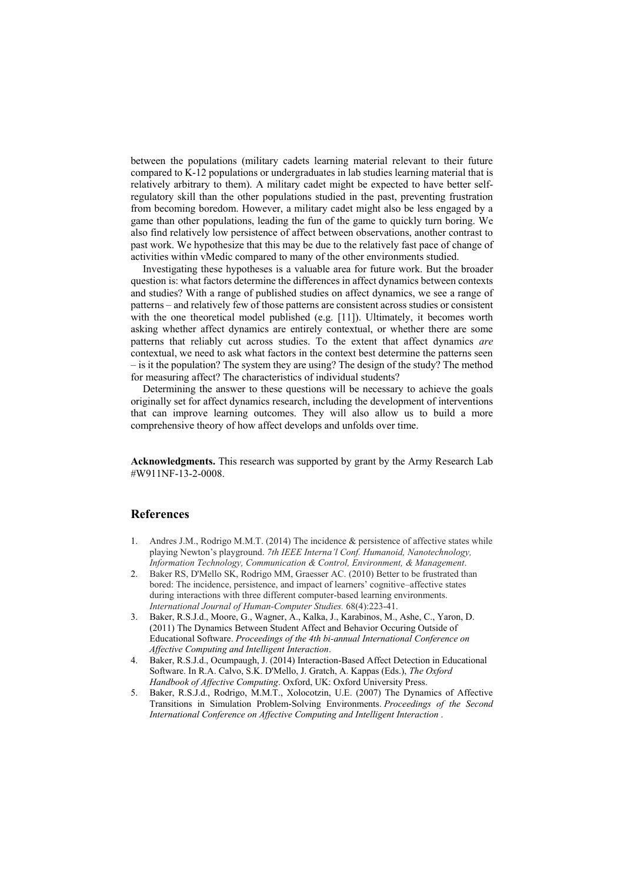between the populations (military cadets learning material relevant to their future compared to K-12 populations or undergraduates in lab studies learning material that is relatively arbitrary to them). A military cadet might be expected to have better self-regulatory skill than the other populations studied in the past, preventing frustration from becoming boredom. However, a military cadet might also be less engaged by a game than other populations, leading the fun of the game to quickly turn boring. We also find relatively low persistence of affect between observations, another contrast to past work. We hypothesize that this may be due to the relatively fast pace of change of activities within vMedic compared to many of the other environments studied.

Investigating these hypotheses is a valuable area for future work. But the broader question is: what factors determine the differences in affect dynamics between contexts and studies? With a range of published studies on affect dynamics, we see a range of patterns – and relatively few of those patterns are consistent across studies or consistent with the one theoretical model published (e.g. [11]). Ultimately, it becomes worth asking whether affect dynamics are entirely contextual, or whether there are some patterns that reliably cut across studies. To the extent that affect dynamics *are* contextual, we need to ask what factors in the context best determine the patterns seen – is it the population? The system they are using? The design of the study? The method for measuring affect? The characteristics of individual students?

Determining the answer to these questions will be necessary to achieve the goals originally set for affect dynamics research, including the development of interventions that can improve learning outcomes. They will also allow us to build a more comprehensive theory of how affect develops and unfolds over time.

**Acknowledgments.** This research was supported by grant by the Army Research Lab #W911NF-13-2-0008.

## References

1. Andres J.M., Rodrigo M.M.T. (2014) The incidence & persistence of affective states while playing Newton's playground. *7th IEEE Interna'l Conf. Humanoid, Nanotechnology, Information Technology, Communication & Control, Environment, & Management*.
2. Baker RS, D'Mello SK, Rodrigo MM, Graesser AC. (2010) Better to be frustrated than bored: The incidence, persistence, and impact of learners' cognitive–affective states during interactions with three different computer-based learning environments. *International Journal of Human-Computer Studies.* 68(4):223-41.
3. Baker, R.S.J.d., Moore, G., Wagner, A., Kalka, J., Karabinos, M., Ashe, C., Yaron, D. (2011) The Dynamics Between Student Affect and Behavior Occuring Outside of Educational Software. *Proceedings of the 4th bi-annual International Conference on Affective Computing and Intelligent Interaction*.
4. Baker, R.S.J.d., Ocumpaugh, J. (2014) Interaction-Based Affect Detection in Educational Software. In R.A. Calvo, S.K. D'Mello, J. Gratch, A. Kappas (Eds.), *The Oxford Handbook of Affective Computing*. Oxford, UK: Oxford University Press.
5. Baker, R.S.J.d., Rodrigo, M.M.T., Xolocotzin, U.E. (2007) The Dynamics of Affective Transitions in Simulation Problem-Solving Environments. *Proceedings of the Second International Conference on Affective Computing and Intelligent Interaction* .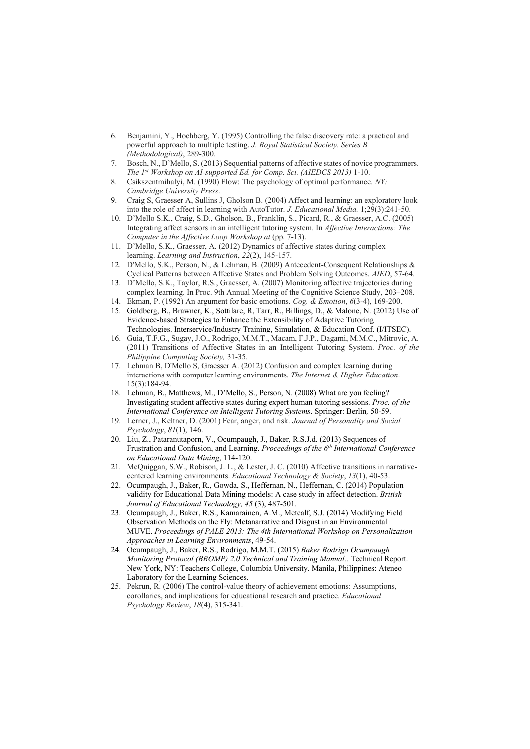6. Benjamini, Y., Hochberg, Y. (1995) Controlling the false discovery rate: a practical and powerful approach to multiple testing. *J. Royal Statistical Society. Series B (Methodological)*, 289-300.
7. Bosch, N., D'Mello, S. (2013) Sequential patterns of affective states of novice programmers. *The 1st Workshop on AI-supported Ed. for Comp. Sci. (AIEDCS 2013)* 1-10.
8. Csikszentmihalyi, M. (1990) Flow: The psychology of optimal performance. *NY: Cambridge University Press*.
9. Craig S, Graesser A, Sullins J, Gholson B. (2004) Affect and learning: an exploratory look into the role of affect in learning with AutoTutor. *J. Educational Media.* 1;29(3):241-50.
10. D'Mello S.K., Craig, S.D., Gholson, B., Franklin, S., Picard, R., & Graesser, A.C. (2005) Integrating affect sensors in an intelligent tutoring system. In *Affective Interactions: The Computer in the Affective Loop Workshop at* (pp. 7-13).
11. D'Mello, S.K., Graesser, A. (2012) Dynamics of affective states during complex learning. *Learning and Instruction*, *22*(2), 145-157.
12. D'Mello, S.K., Person, N., & Lehman, B. (2009) Antecedent-Consequent Relationships & Cyclical Patterns between Affective States and Problem Solving Outcomes. *AIED*, 57-64.
13. D'Mello, S.K., Taylor, R.S., Graesser, A. (2007) Monitoring affective trajectories during complex learning. In Proc. 9th Annual Meeting of the Cognitive Science Study, 203–208.
14. Ekman, P. (1992) An argument for basic emotions. *Cog. & Emotion*, *6*(3-4), 169-200.
15. Goldberg, B., Brawner, K., Sottilare, R, Tarr, R., Billings, D., & Malone, N. (2012) Use of Evidence-based Strategies to Enhance the Extensibility of Adaptive Tutoring Technologies. Interservice/Industry Training, Simulation, & Education Conf. (I/ITSEC).
16. Guia, T.F.G., Sugay, J.O., Rodrigo, M.M.T., Macam, F.J.P., Dagami, M.M.C., Mitrovic, A. (2011) Transitions of Affective States in an Intelligent Tutoring System. *Proc. of the Philippine Computing Society,* 31-35.
17. Lehman B, D'Mello S, Graesser A. (2012) Confusion and complex learning during interactions with computer learning environments. *The Internet & Higher Education*. 15(3):184-94.
18. Lehman, B., Matthews, M., D'Mello, S., Person, N. (2008) What are you feeling? Investigating student affective states during expert human tutoring sessions. *Proc. of the International Conference on Intelligent Tutoring Systems*. Springer: Berlin*,* 50-59.
19. Lerner, J., Keltner, D. (2001) Fear, anger, and risk. *Journal of Personality and Social Psychology*, *81*(1), 146.
20. Liu, Z., Pataranutaporn, V., Ocumpaugh, J., Baker, R.S.J.d. (2013) Sequences of Frustration and Confusion, and Learning. *Proceedings of the 6th International Conference on Educational Data Mining*, 114-120.
21. McQuiggan, S.W., Robison, J. L., & Lester, J. C. (2010) Affective transitions in narrative-centered learning environments. *Educational Technology & Society*, *13*(1), 40-53.
22. Ocumpaugh, J., Baker, R., Gowda, S., Heffernan, N., Heffernan, C. (2014) Population validity for Educational Data Mining models: A case study in affect detection. *British Journal of Educational Technology, 45* (3), 487-501.
23. Ocumpaugh, J., Baker, R.S., Kamarainen, A.M., Metcalf, S.J. (2014) Modifying Field Observation Methods on the Fly: Metanarrative and Disgust in an Environmental MUVE. *Proceedings of PALE 2013: The 4th International Workshop on Personalization Approaches in Learning Environments*, 49-54.
24. Ocumpaugh, J., Baker, R.S., Rodrigo, M.M.T. (2015) *Baker Rodrigo Ocumpaugh Monitoring Protocol (BROMP) 2.0 Technical and Training Manual.*. Technical Report. New York, NY: Teachers College, Columbia University. Manila, Philippines: Ateneo Laboratory for the Learning Sciences.
25. Pekrun, R. (2006) The control-value theory of achievement emotions: Assumptions, corollaries, and implications for educational research and practice. *Educational Psychology Review*, *18*(4), 315-341.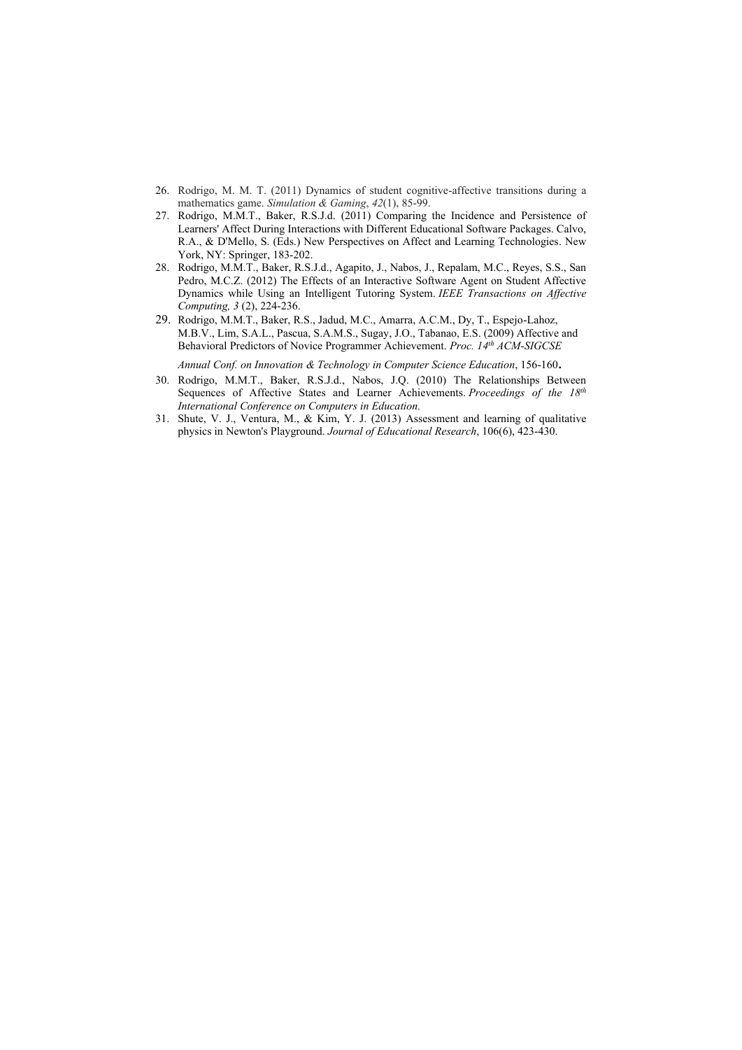26. Rodrigo, M. M. T. (2011) Dynamics of student cognitive-affective transitions during a mathematics game. *Simulation & Gaming*, *42*(1), 85-99.
27. Rodrigo, M.M.T., Baker, R.S.J.d. (2011) Comparing the Incidence and Persistence of Learners' Affect During Interactions with Different Educational Software Packages. Calvo, R.A., & D'Mello, S. (Eds.) New Perspectives on Affect and Learning Technologies. New York, NY: Springer, 183-202.
28. Rodrigo, M.M.T., Baker, R.S.J.d., Agapito, J., Nabos, J., Repalam, M.C., Reyes, S.S., San Pedro, M.C.Z. (2012) The Effects of an Interactive Software Agent on Student Affective Dynamics while Using an Intelligent Tutoring System. *IEEE Transactions on Affective Computing, 3* (2), 224-236.
29. Rodrigo, M.M.T., Baker, R.S., Jadud, M.C., Amarra, A.C.M., Dy, T., Espejo-Lahoz, M.B.V., Lim, S.A.L., Pascua, S.A.M.S., Sugay, J.O., Tabanao, E.S. (2009) Affective and Behavioral Predictors of Novice Programmer Achievement. *Proc. 14th ACM-SIGCSE Annual Conf. on Innovation & Technology in Computer Science Education*, 156-160.
30. Rodrigo, M.M.T., Baker, R.S.J.d., Nabos, J.Q. (2010) The Relationships Between Sequences of Affective States and Learner Achievements. *Proceedings of the 18th International Conference on Computers in Education.*
31. Shute, V. J., Ventura, M., & Kim, Y. J. (2013) Assessment and learning of qualitative physics in Newton's Playground. *Journal of Educational Research*, 106(6), 423-430.